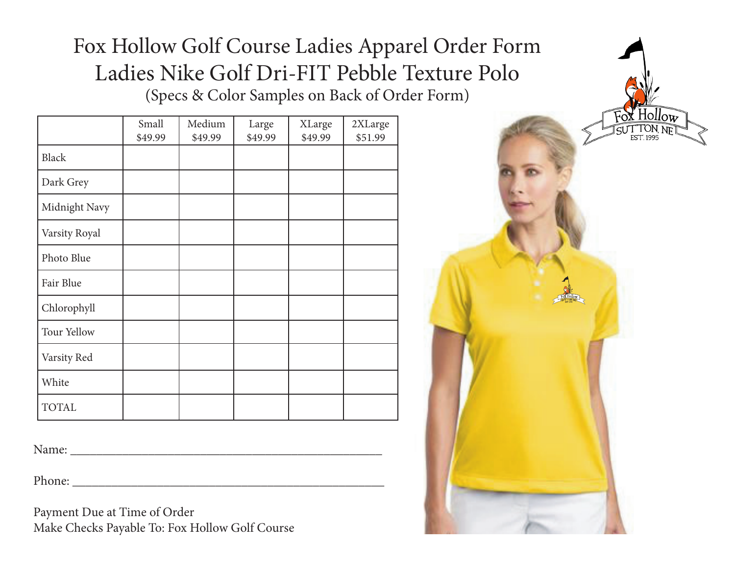# Fox Hollow Golf Course Ladies Apparel Order Form

## Ladies Nike Golf Dri-FIT Pebble Texture Polo

(Specs & Color Samples on Back of Order Form)

| | Small $49.99 | Medium $49.99 | Large $49.99 | XLarge $49.99 | 2XLarge $51.99 |
|---|---|---|---|---|---|
| Black | | | | | |
| Dark Grey | | | | | |
| Midnight Navy | | | | | |
| Varsity Royal | | | | | |
| Photo Blue | | | | | |
| Fair Blue | | | | | |
| Chlorophyll | | | | | |
| Tour Yellow | | | | | |
| Varsity Red | | | | | |
| White | | | | | |
| TOTAL | | | | | |

Name: ____________________________________________

Phone: ____________________________________________

Payment Due at Time of Order
Make Checks Payable To: Fox Hollow Golf Course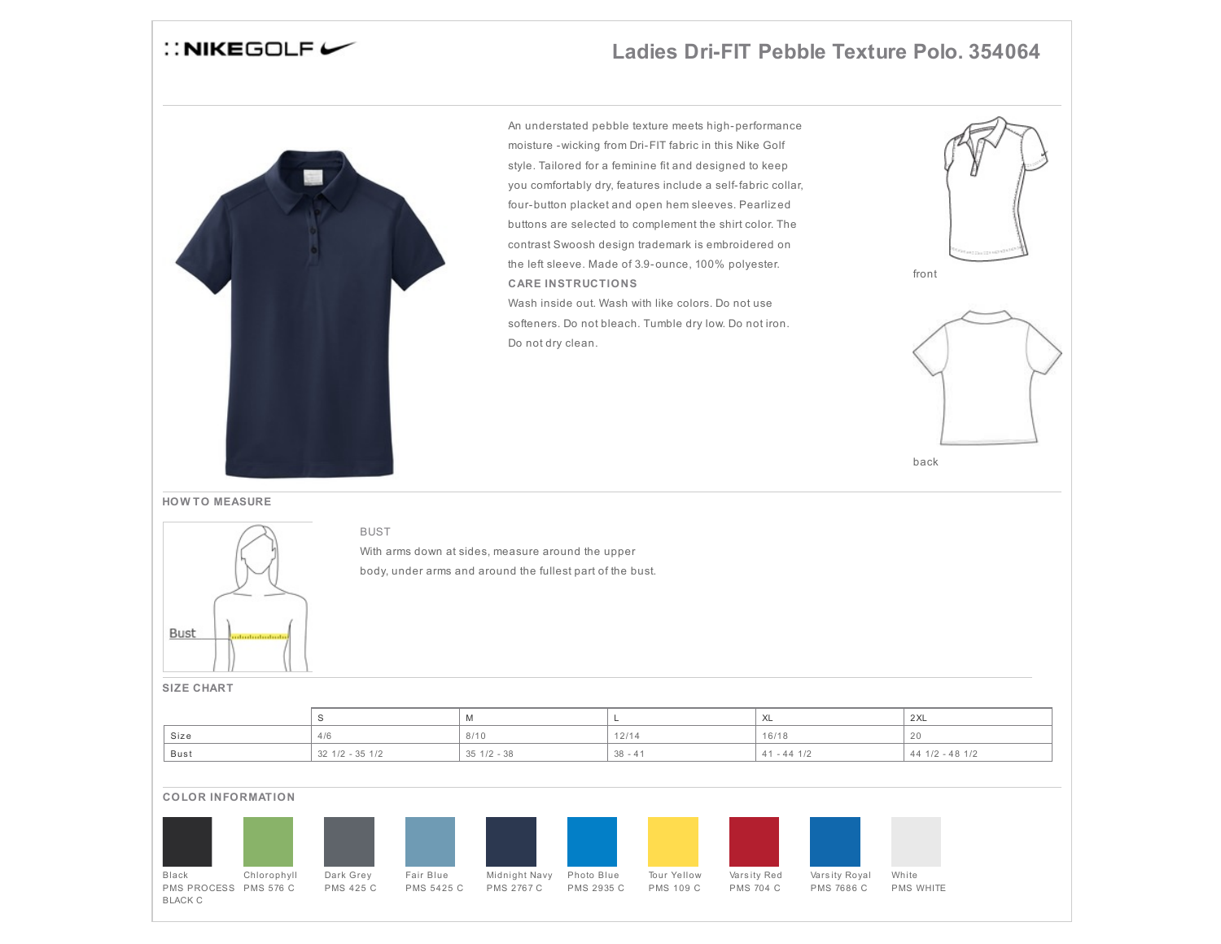::NIKEGOLF

# Ladies Dri-FIT Pebble Texture Polo. 354064

An understated pebble texture meets high-performance moisture -wicking from Dri-FIT fabric in this Nike Golf style. Tailored for a feminine fit and designed to keep you comfortably dry, features include a self-fabric collar, four-button placket and open hem sleeves. Pearlized buttons are selected to complement the shirt color. The contrast Swoosh design trademark is embroidered on the left sleeve. Made of 3.9-ounce, 100% polyester.

**CARE INSTRUCTIONS**

Wash inside out. Wash with like colors. Do not use softeners. Do not bleach. Tumble dry low. Do not iron. Do not dry clean.

front

back

## HOW TO MEASURE

Bust

BUST

With arms down at sides, measure around the upper body, under arms and around the fullest part of the bust.

## SIZE CHART

| | S | M | L | XL | 2XL |
|---|---|---|---|---|---|
| Size | 4/6 | 8/10 | 12/14 | 16/18 | 20 |
| Bust | 32 1/2 - 35 1/2 | 35 1/2 - 38 | 38 - 41 | 41 - 44 1/2 | 44 1/2 - 48 1/2 |

## COLOR INFORMATION

- Black — PMS PROCESS BLACK C
- Chlorophyll — PMS 576 C
- Dark Grey — PMS 425 C
- Fair Blue — PMS 5425 C
- Midnight Navy — PMS 2767 C
- Photo Blue — PMS 2935 C
- Tour Yellow — PMS 109 C
- Varsity Red — PMS 704 C
- Varsity Royal — PMS 7686 C
- White — PMS WHITE